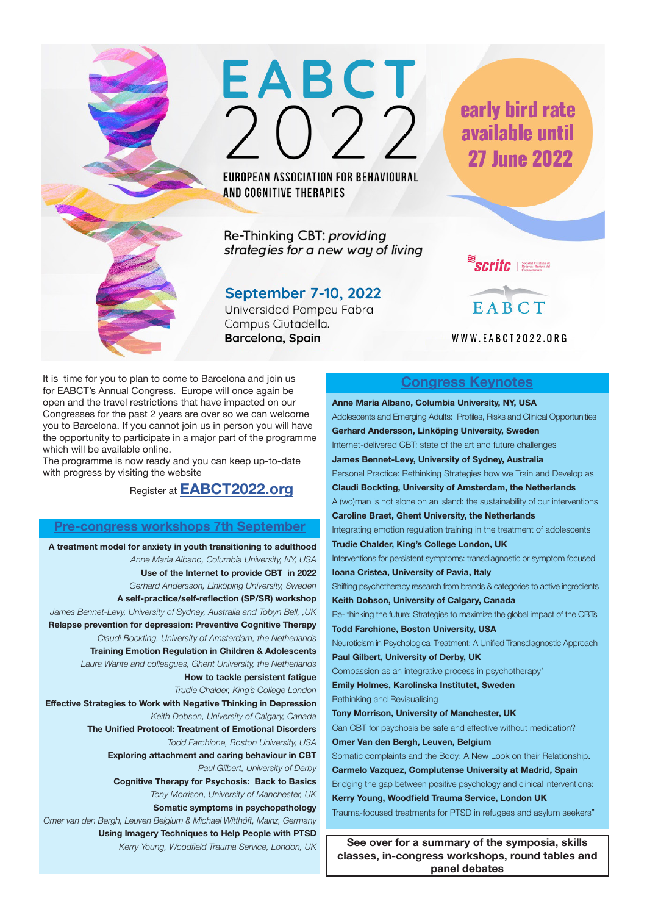# EABCT 2022

EUROPEAN ASSOCIATION FOR BEHAVIOURAL AND COGNITIVE THERAPIES

**early bird rate available until 27 June 2022**

Re-Thinking CBT: *providing strategies for a new way of living*

**September 7-10, 2022**
Universidad Pompeu Fabra
Campus Ciutadella.
**Barcelona, Spain**

scritc | EABCT

WWW.EABCT2022.ORG

It is time for you to plan to come to Barcelona and join us for EABCT's Annual Congress. Europe will once again be open and the travel restrictions that have impacted on our Congresses for the past 2 years are over so we can welcome you to Barcelona. If you cannot join us in person you will have the opportunity to participate in a major part of the programme which will be available online.
The programme is now ready and you can keep up-to-date with progress by visiting the website

Register at **EABCT2022.org**

## Pre-congress workshops 7th September

**A treatment model for anxiety in youth transitioning to adulthood**
*Anne Maria Albano, Columbia University, NY, USA*

**Use of the Internet to provide CBT in 2022**
*Gerhard Andersson, Linköping University, Sweden*

**A self-practice/self-reflection (SP/SR) workshop**
*James Bennet-Levy, University of Sydney, Australia and Tobyn Bell, ,UK*

**Relapse prevention for depression: Preventive Cognitive Therapy**
*Claudi Bockting, University of Amsterdam, the Netherlands*

**Training Emotion Regulation in Children & Adolescents**
*Laura Wante and colleagues, Ghent University, the Netherlands*

**How to tackle persistent fatigue**
*Trudie Chalder, King's College London*

**Effective Strategies to Work with Negative Thinking in Depression**
*Keith Dobson, University of Calgary, Canada*

**The Unified Protocol: Treatment of Emotional Disorders**
*Todd Farchione, Boston University, USA*

**Exploring attachment and caring behaviour in CBT**
*Paul Gilbert, University of Derby*

**Cognitive Therapy for Psychosis: Back to Basics**
*Tony Morrison, University of Manchester, UK*

**Somatic symptoms in psychopathology**
*Omer van den Bergh, Leuven Belgium & Michael Witthöft, Mainz, Germany*

**Using Imagery Techniques to Help People with PTSD**
*Kerry Young, Woodfield Trauma Service, London, UK*

## Congress Keynotes

**Anne Maria Albano, Columbia University, NY, USA**
Adolescents and Emerging Adults: Profiles, Risks and Clinical Opportunities

**Gerhard Andersson, Linköping University, Sweden**
Internet-delivered CBT: state of the art and future challenges

**James Bennet-Levy, University of Sydney, Australia**
Personal Practice: Rethinking Strategies how we Train and Develop as

**Claudi Bockting, University of Amsterdam, the Netherlands**
A (wo)man is not alone on an island: the sustainability of our interventions

**Caroline Braet, Ghent University, the Netherlands**
Integrating emotion regulation training in the treatment of adolescents

**Trudie Chalder, King's College London, UK**
Interventions for persistent symptoms: transdiagnostic or symptom focused

**Ioana Cristea, University of Pavia, Italy**
Shifting psychotherapy research from brands & categories to active ingredients

**Keith Dobson, University of Calgary, Canada**
Re- thinking the future: Strategies to maximize the global impact of the CBTs

**Todd Farchione, Boston University, USA**
Neuroticism in Psychological Treatment: A Unified Transdiagnostic Approach

**Paul Gilbert, University of Derby, UK**
Compassion as an integrative process in psychotherapy'

**Emily Holmes, Karolinska Institutet, Sweden**
Rethinking and Revisualising

**Tony Morrison, University of Manchester, UK**
Can CBT for psychosis be safe and effective without medication?

**Omer Van den Bergh, Leuven, Belgium**
Somatic complaints and the Body: A New Look on their Relationship.

**Carmelo Vazquez, Complutense University at Madrid, Spain**
Bridging the gap between positive psychology and clinical interventions:

**Kerry Young, Woodfield Trauma Service, London UK**
Trauma-focused treatments for PTSD in refugees and asylum seekers"

**See over for a summary of the symposia, skills classes, in-congress workshops, round tables and panel debates**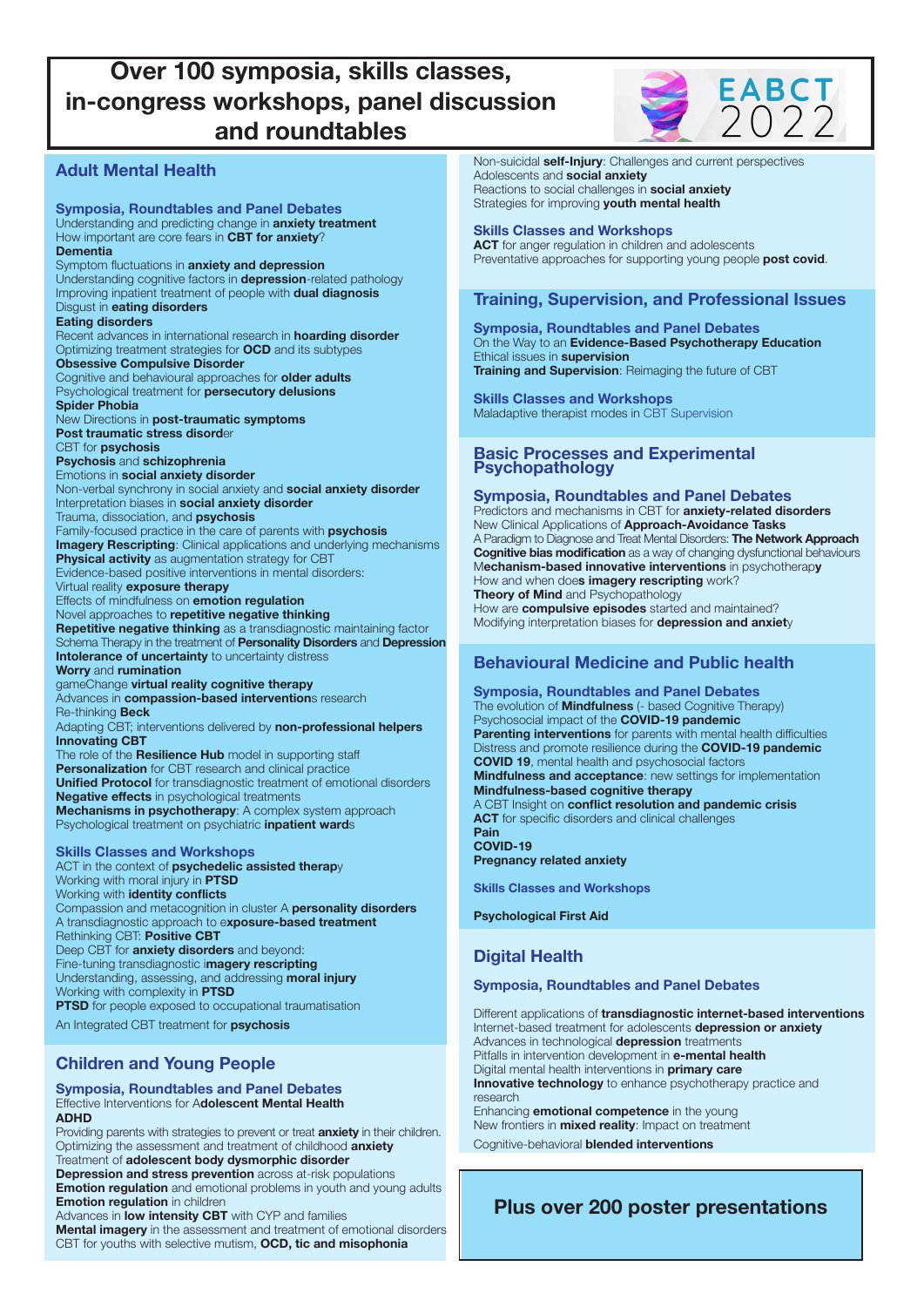# Over 100 symposia, skills classes, in-congress workshops, panel discussion and roundtables

EABCT 2022

## Adult Mental Health

### Symposia, Roundtables and Panel Debates

Understanding and predicting change in **anxiety treatment**
How important are core fears in **CBT for anxiety**?
**Dementia**
Symptom fluctuations in **anxiety and depression**
Understanding cognitive factors in **depression**-related pathology
Improving inpatient treatment of people with **dual diagnosis**
Disgust in **eating disorders**
**Eating disorders**
Recent advances in international research in **hoarding disorder**
Optimizing treatment strategies for **OCD** and its subtypes
**Obsessive Compulsive Disorder**
Cognitive and behavioural approaches for **older adults**
Psychological treatment for **persecutory delusions**
**Spider Phobia**
New Directions in **post-traumatic symptoms**
**Post traumatic stress disord**er
CBT for **psychosis**
**Psychosis** and **schizophrenia**
Emotions in **social anxiety disorder**
Non-verbal synchrony in social anxiety and **social anxiety disorder**
Interpretation biases in **social anxiety disorder**
Trauma, dissociation, and **psychosis**
Family-focused practice in the care of parents with **psychosis**
**Imagery Rescripting**: Clinical applications and underlying mechanisms
**Physical activity** as augmentation strategy for CBT
Evidence-based positive interventions in mental disorders:
Virtual reality **exposure therapy**
Effects of mindfulness on **emotion regulation**
Novel approaches to **repetitive negative thinking**
**Repetitive negative thinking** as a transdiagnostic maintaining factor
Schema Therapy in the treatment of **Personality Disorders** and **Depression**
**Intolerance of uncertainty** to uncertainty distress
**Worry** and **rumination**
gameChange **virtual reality cognitive therapy**
Advances in **compassion-based intervention**s research
Re-thinking **Beck**
Adapting CBT; interventions delivered by **non-professional helpers**
**Innovating CBT**
The role of the **Resilience Hub** model in supporting staff
**Personalization** for CBT research and clinical practice
**Unified Protocol** for transdiagnostic treatment of emotional disorders
**Negative effects** in psychological treatments
**Mechanisms in psychotherapy**: A complex system approach
Psychological treatment on psychiatric **inpatient ward**s

### Skills Classes and Workshops

ACT in the context of **psychedelic assisted therap**y
Working with moral injury in **PTSD**
Working with **identity conflicts**
Compassion and metacognition in cluster A **personality disorders**
A transdiagnostic approach to e**xposure-based treatment**
Rethinking CBT: **Positive CBT**
Deep CBT for **anxiety disorders** and beyond:
Fine-tuning transdiagnostic i**magery rescripting**
Understanding, assessing, and addressing **moral injury**
Working with complexity in **PTSD**
**PTSD** for people exposed to occupational traumatisation
An Integrated CBT treatment for **psychosis**

## Children and Young People

### Symposia, Roundtables and Panel Debates

Effective Interventions for A**dolescent Mental Health**
**ADHD**
Providing parents with strategies to prevent or treat **anxiety** in their children.
Optimizing the assessment and treatment of childhood **anxiety**
Treatment of **adolescent body dysmorphic disorder**
**Depression and stress prevention** across at-risk populations
**Emotion regulation** and emotional problems in youth and young adults
**Emotion regulation** in children
Advances in **low intensity CBT** with CYP and families
**Mental imagery** in the assessment and treatment of emotional disorders
CBT for youths with selective mutism, **OCD, tic and misophonia**
Non-suicidal **self-Injury**: Challenges and current perspectives
Adolescents and **social anxiety**
Reactions to social challenges in **social anxiety**
Strategies for improving **youth mental health**

### Skills Classes and Workshops

**ACT** for anger regulation in children and adolescents
Preventative approaches for supporting young people **post covid**.

## Training, Supervision, and Professional Issues

### Symposia, Roundtables and Panel Debates

On the Way to an **Evidence-Based Psychotherapy Education**
Ethical issues in **supervision**
**Training and Supervision**: Reimaging the future of CBT

### Skills Classes and Workshops

Maladaptive therapist modes in CBT Supervision

## Basic Processes and Experimental Psychopathology

### Symposia, Roundtables and Panel Debates

Predictors and mechanisms in CBT for **anxiety-related disorders**
New Clinical Applications of **Approach-Avoidance Tasks**
A Paradigm to Diagnose and Treat Mental Disorders: **The Network Approach**
**Cognitive bias modification** as a way of changing dysfunctional behaviours
M**echanism-based innovative interventions** in psychotherap**y**
How and when doe**s imagery rescripting** work?
**Theory of Mind** and Psychopathology
How are **compulsive episodes** started and maintained?
Modifying interpretation biases for **depression and anxiet**y

## Behavioural Medicine and Public health

### Symposia, Roundtables and Panel Debates

The evolution of **Mindfulness** (- based Cognitive Therapy)
Psychosocial impact of the **COVID-19 pandemic**
**Parenting interventions** for parents with mental health difficulties
Distress and promote resilience during the **COVID-19 pandemic**
**COVID 19**, mental health and psychosocial factors
**Mindfulness and acceptance**: new settings for implementation
**Mindfulness-based cognitive therapy**
A CBT Insight on **conflict resolution and pandemic crisis**
**ACT** for specific disorders and clinical challenges
**Pain**
**COVID-19**
**Pregnancy related anxiety**

### Skills Classes and Workshops

**Psychological First Aid**

## Digital Health

### Symposia, Roundtables and Panel Debates

Different applications of **transdiagnostic internet-based interventions**
Internet-based treatment for adolescents **depression or anxiety**
Advances in technological **depression** treatments
Pitfalls in intervention development in **e-mental health**
Digital mental health interventions in **primary care**
**Innovative technology** to enhance psychotherapy practice and research
Enhancing **emotional competence** in the young
New frontiers in **mixed reality**: Impact on treatment
Cognitive-behavioral **blended interventions**

## Plus over 200 poster presentations